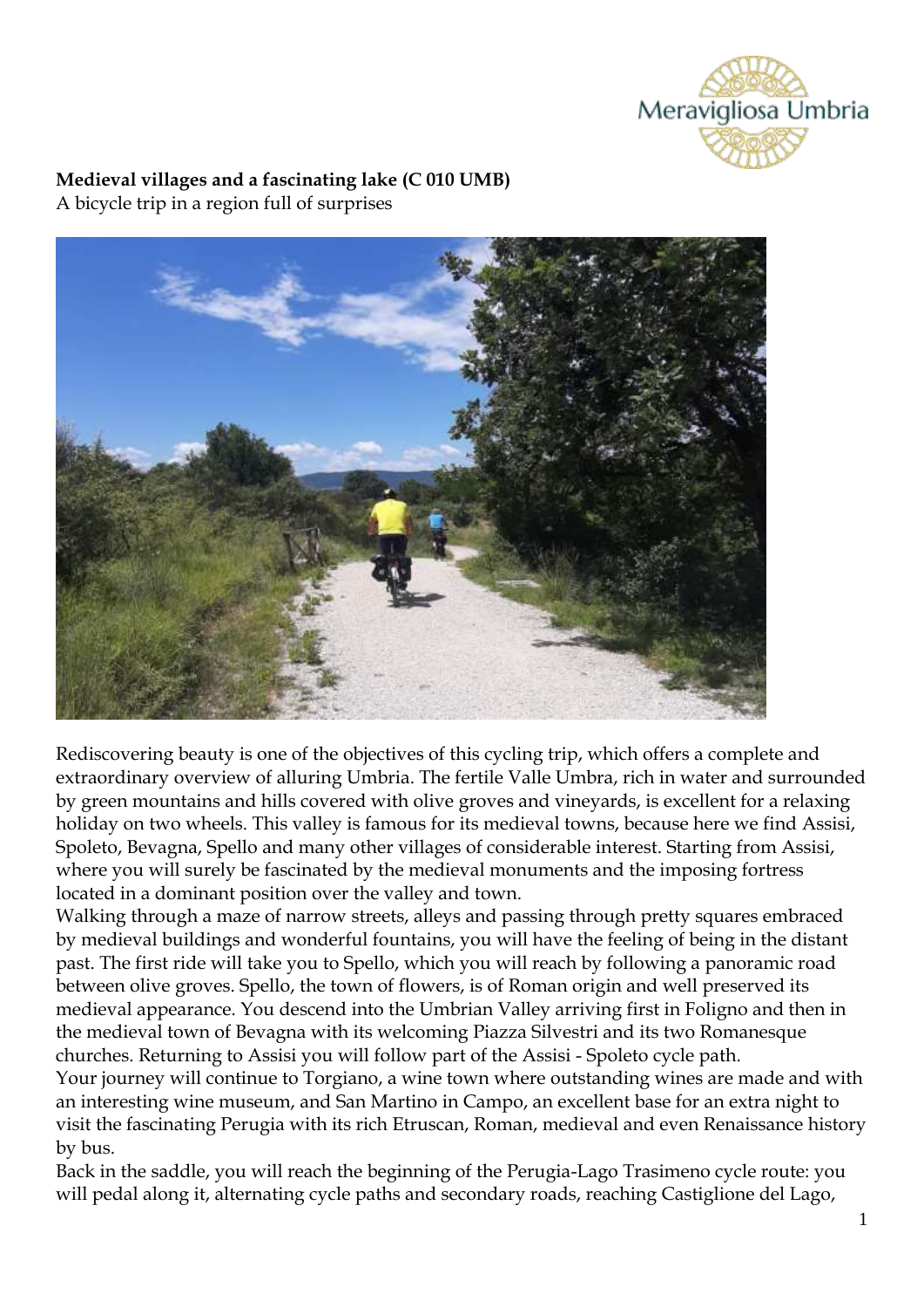**Medieval villages and a fascinating lake (C 010 UMB)**
A bicycle trip in a region full of surprises

Rediscovering beauty is one of the objectives of this cycling trip, which offers a complete and extraordinary overview of alluring Umbria. The fertile Valle Umbra, rich in water and surrounded by green mountains and hills covered with olive groves and vineyards, is excellent for a relaxing holiday on two wheels. This valley is famous for its medieval towns, because here we find Assisi, Spoleto, Bevagna, Spello and many other villages of considerable interest. Starting from Assisi, where you will surely be fascinated by the medieval monuments and the imposing fortress located in a dominant position over the valley and town.
Walking through a maze of narrow streets, alleys and passing through pretty squares embraced by medieval buildings and wonderful fountains, you will have the feeling of being in the distant past. The first ride will take you to Spello, which you will reach by following a panoramic road between olive groves. Spello, the town of flowers, is of Roman origin and well preserved its medieval appearance. You descend into the Umbrian Valley arriving first in Foligno and then in the medieval town of Bevagna with its welcoming Piazza Silvestri and its two Romanesque churches. Returning to Assisi you will follow part of the Assisi - Spoleto cycle path.
Your journey will continue to Torgiano, a wine town where outstanding wines are made and with an interesting wine museum, and San Martino in Campo, an excellent base for an extra night to visit the fascinating Perugia with its rich Etruscan, Roman, medieval and even Renaissance history by bus.
Back in the saddle, you will reach the beginning of the Perugia-Lago Trasimeno cycle route: you will pedal along it, alternating cycle paths and secondary roads, reaching Castiglione del Lago,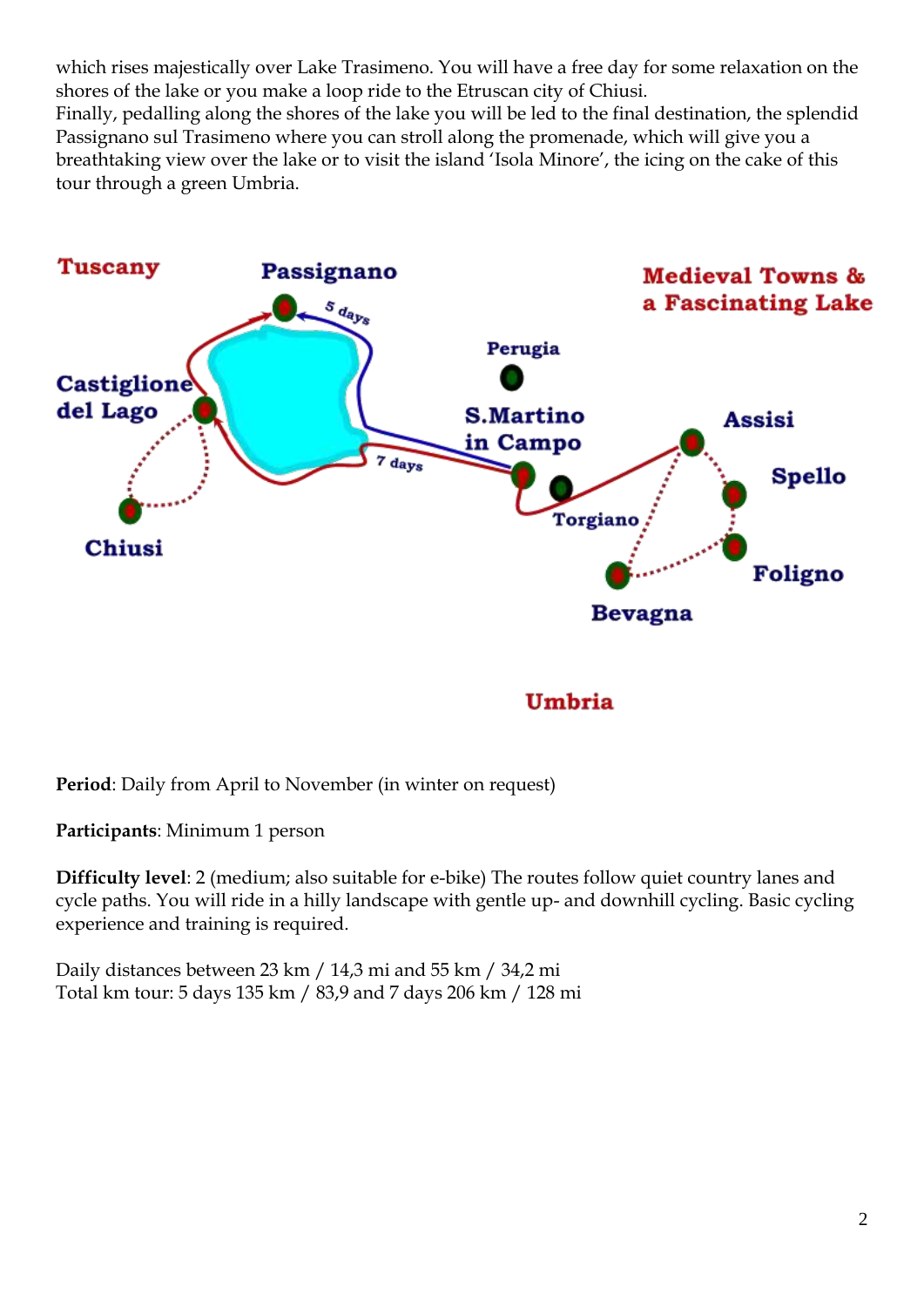which rises majestically over Lake Trasimeno. You will have a free day for some relaxation on the shores of the lake or you make a loop ride to the Etruscan city of Chiusi.
Finally, pedalling along the shores of the lake you will be led to the final destination, the splendid Passignano sul Trasimeno where you can stroll along the promenade, which will give you a breathtaking view over the lake or to visit the island 'Isola Minore', the icing on the cake of this tour through a green Umbria.

**Period**: Daily from April to November (in winter on request)

**Participants**: Minimum 1 person

**Difficulty level**: 2 (medium; also suitable for e-bike) The routes follow quiet country lanes and cycle paths. You will ride in a hilly landscape with gentle up- and downhill cycling. Basic cycling experience and training is required.

Daily distances between 23 km / 14,3 mi and 55 km / 34,2 mi
Total km tour: 5 days 135 km / 83,9 and 7 days 206 km / 128 mi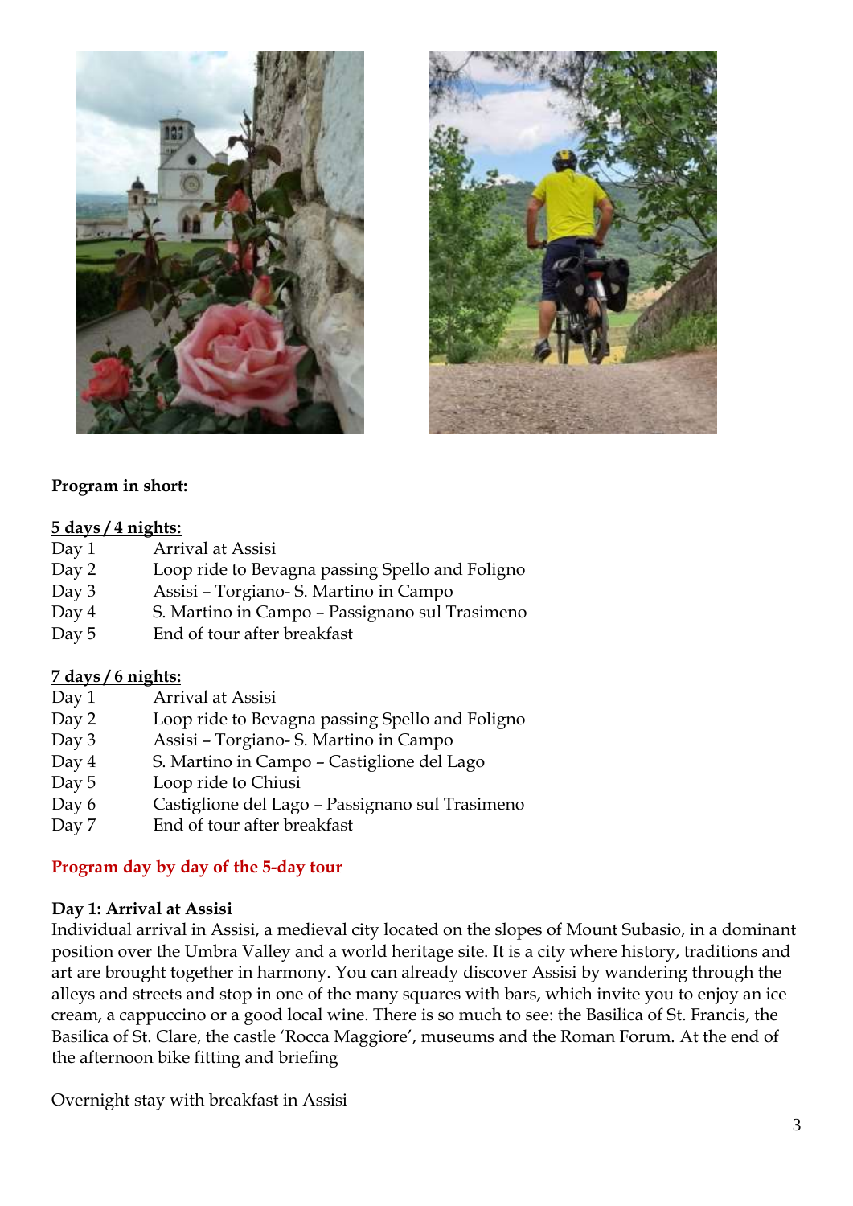**Program in short:**

**5 days / 4 nights:**

| | |
|---|---|
| Day 1 | Arrival at Assisi |
| Day 2 | Loop ride to Bevagna passing Spello and Foligno |
| Day 3 | Assisi – Torgiano- S. Martino in Campo |
| Day 4 | S. Martino in Campo – Passignano sul Trasimeno |
| Day 5 | End of tour after breakfast |

**7 days / 6 nights:**

| | |
|---|---|
| Day 1 | Arrival at Assisi |
| Day 2 | Loop ride to Bevagna passing Spello and Foligno |
| Day 3 | Assisi – Torgiano- S. Martino in Campo |
| Day 4 | S. Martino in Campo – Castiglione del Lago |
| Day 5 | Loop ride to Chiusi |
| Day 6 | Castiglione del Lago – Passignano sul Trasimeno |
| Day 7 | End of tour after breakfast |

## Program day by day of the 5-day tour

**Day 1: Arrival at Assisi**

Individual arrival in Assisi, a medieval city located on the slopes of Mount Subasio, in a dominant position over the Umbra Valley and a world heritage site. It is a city where history, traditions and art are brought together in harmony. You can already discover Assisi by wandering through the alleys and streets and stop in one of the many squares with bars, which invite you to enjoy an ice cream, a cappuccino or a good local wine. There is so much to see: the Basilica of St. Francis, the Basilica of St. Clare, the castle 'Rocca Maggiore', museums and the Roman Forum. At the end of the afternoon bike fitting and briefing

Overnight stay with breakfast in Assisi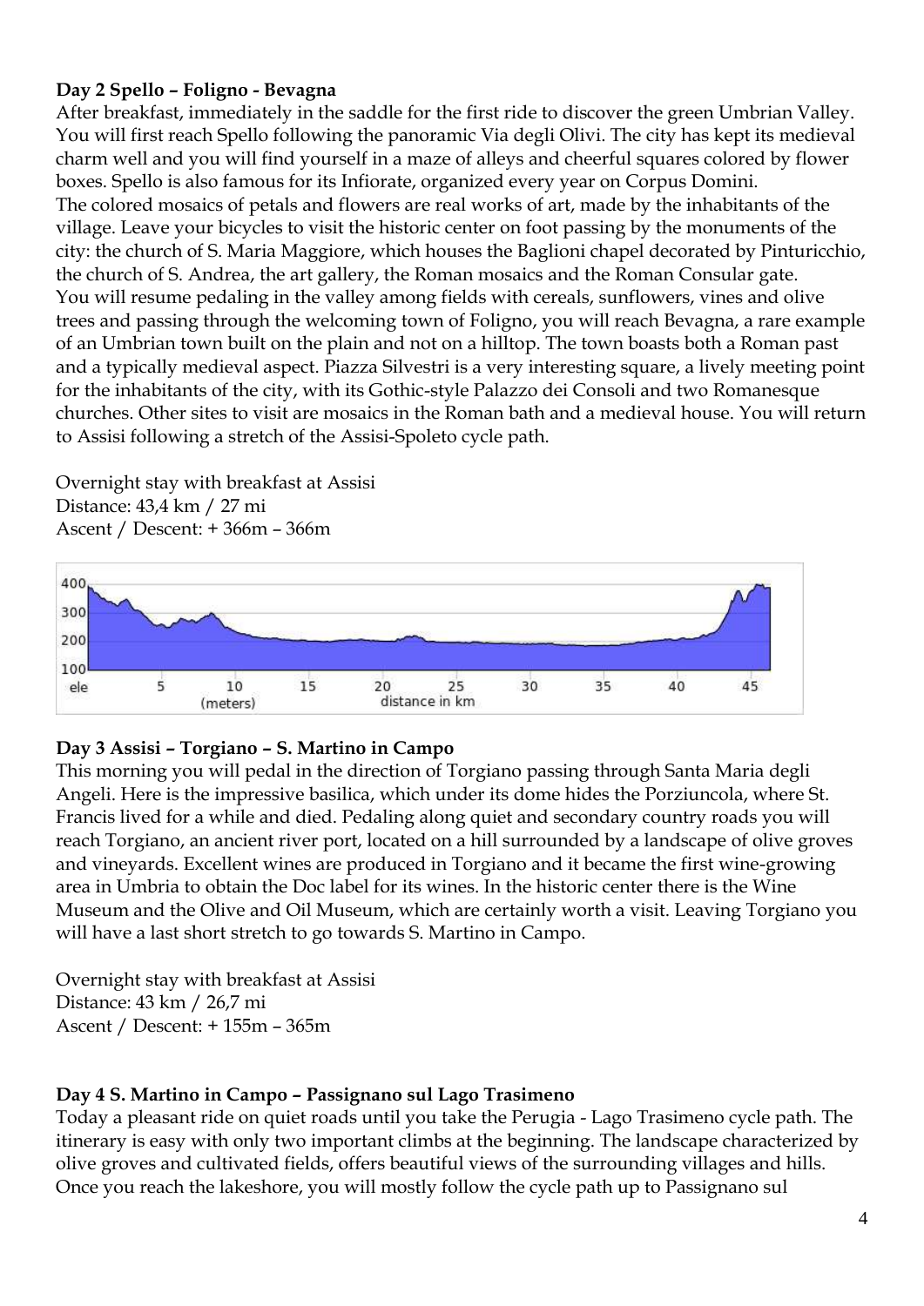**Day 2 Spello – Foligno - Bevagna**

After breakfast, immediately in the saddle for the first ride to discover the green Umbrian Valley. You will first reach Spello following the panoramic Via degli Olivi. The city has kept its medieval charm well and you will find yourself in a maze of alleys and cheerful squares colored by flower boxes. Spello is also famous for its Infiorate, organized every year on Corpus Domini.
The colored mosaics of petals and flowers are real works of art, made by the inhabitants of the village. Leave your bicycles to visit the historic center on foot passing by the monuments of the city: the church of S. Maria Maggiore, which houses the Baglioni chapel decorated by Pinturicchio, the church of S. Andrea, the art gallery, the Roman mosaics and the Roman Consular gate.
You will resume pedaling in the valley among fields with cereals, sunflowers, vines and olive trees and passing through the welcoming town of Foligno, you will reach Bevagna, a rare example of an Umbrian town built on the plain and not on a hilltop. The town boasts both a Roman past and a typically medieval aspect. Piazza Silvestri is a very interesting square, a lively meeting point for the inhabitants of the city, with its Gothic-style Palazzo dei Consoli and two Romanesque churches. Other sites to visit are mosaics in the Roman bath and a medieval house. You will return to Assisi following a stretch of the Assisi-Spoleto cycle path.

Overnight stay with breakfast at Assisi
Distance: 43,4 km / 27 mi
Ascent / Descent: + 366m – 366m

**Day 3 Assisi – Torgiano – S. Martino in Campo**

This morning you will pedal in the direction of Torgiano passing through Santa Maria degli Angeli. Here is the impressive basilica, which under its dome hides the Porziuncola, where St. Francis lived for a while and died. Pedaling along quiet and secondary country roads you will reach Torgiano, an ancient river port, located on a hill surrounded by a landscape of olive groves and vineyards. Excellent wines are produced in Torgiano and it became the first wine-growing area in Umbria to obtain the Doc label for its wines. In the historic center there is the Wine Museum and the Olive and Oil Museum, which are certainly worth a visit. Leaving Torgiano you will have a last short stretch to go towards S. Martino in Campo.

Overnight stay with breakfast at Assisi
Distance: 43 km / 26,7 mi
Ascent / Descent: + 155m – 365m

**Day 4 S. Martino in Campo – Passignano sul Lago Trasimeno**

Today a pleasant ride on quiet roads until you take the Perugia - Lago Trasimeno cycle path. The itinerary is easy with only two important climbs at the beginning. The landscape characterized by olive groves and cultivated fields, offers beautiful views of the surrounding villages and hills. Once you reach the lakeshore, you will mostly follow the cycle path up to Passignano sul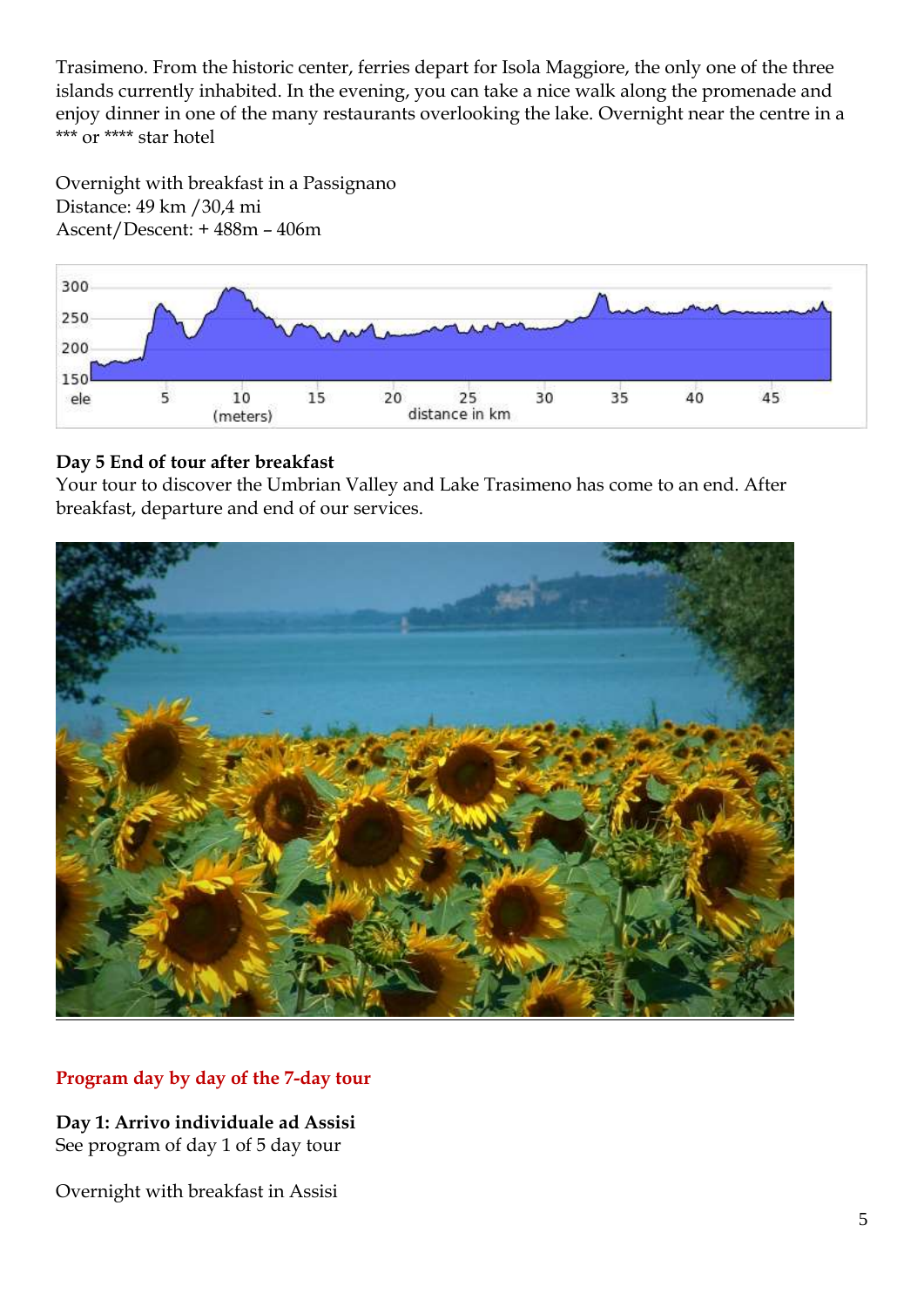Trasimeno. From the historic center, ferries depart for Isola Maggiore, the only one of the three islands currently inhabited. In the evening, you can take a nice walk along the promenade and enjoy dinner in one of the many restaurants overlooking the lake. Overnight near the centre in a *** or **** star hotel

Overnight with breakfast in a Passignano
Distance: 49 km /30,4 mi
Ascent/Descent: + 488m – 406m

**Day 5 End of tour after breakfast**
Your tour to discover the Umbrian Valley and Lake Trasimeno has come to an end. After breakfast, departure and end of our services.

## Program day by day of the 7-day tour

**Day 1: Arrivo individuale ad Assisi**
See program of day 1 of 5 day tour

Overnight with breakfast in Assisi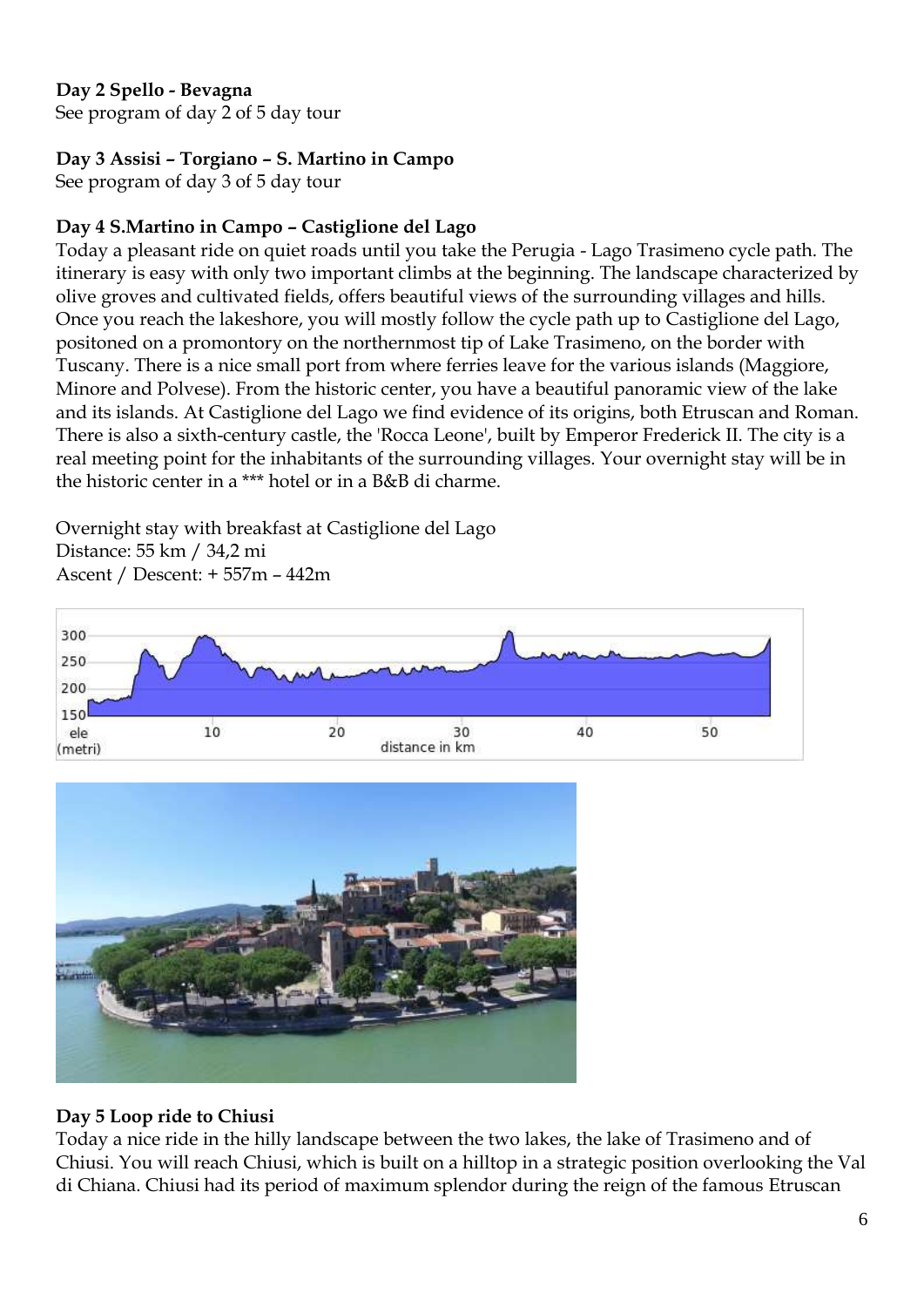**Day 2 Spello - Bevagna**
See program of day 2 of 5 day tour

**Day 3 Assisi – Torgiano – S. Martino in Campo**
See program of day 3 of 5 day tour

**Day 4 S.Martino in Campo – Castiglione del Lago**
Today a pleasant ride on quiet roads until you take the Perugia - Lago Trasimeno cycle path. The itinerary is easy with only two important climbs at the beginning. The landscape characterized by olive groves and cultivated fields, offers beautiful views of the surrounding villages and hills. Once you reach the lakeshore, you will mostly follow the cycle path up to Castiglione del Lago, positoned on a promontory on the northernmost tip of Lake Trasimeno, on the border with Tuscany. There is a nice small port from where ferries leave for the various islands (Maggiore, Minore and Polvese). From the historic center, you have a beautiful panoramic view of the lake and its islands. At Castiglione del Lago we find evidence of its origins, both Etruscan and Roman. There is also a sixth-century castle, the 'Rocca Leone', built by Emperor Frederick II. The city is a real meeting point for the inhabitants of the surrounding villages. Your overnight stay will be in the historic center in a *** hotel or in a B&B di charme.

Overnight stay with breakfast at Castiglione del Lago
Distance: 55 km / 34,2 mi
Ascent / Descent: + 557m – 442m

**Day 5 Loop ride to Chiusi**
Today a nice ride in the hilly landscape between the two lakes, the lake of Trasimeno and of Chiusi. You will reach Chiusi, which is built on a hilltop in a strategic position overlooking the Val di Chiana. Chiusi had its period of maximum splendor during the reign of the famous Etruscan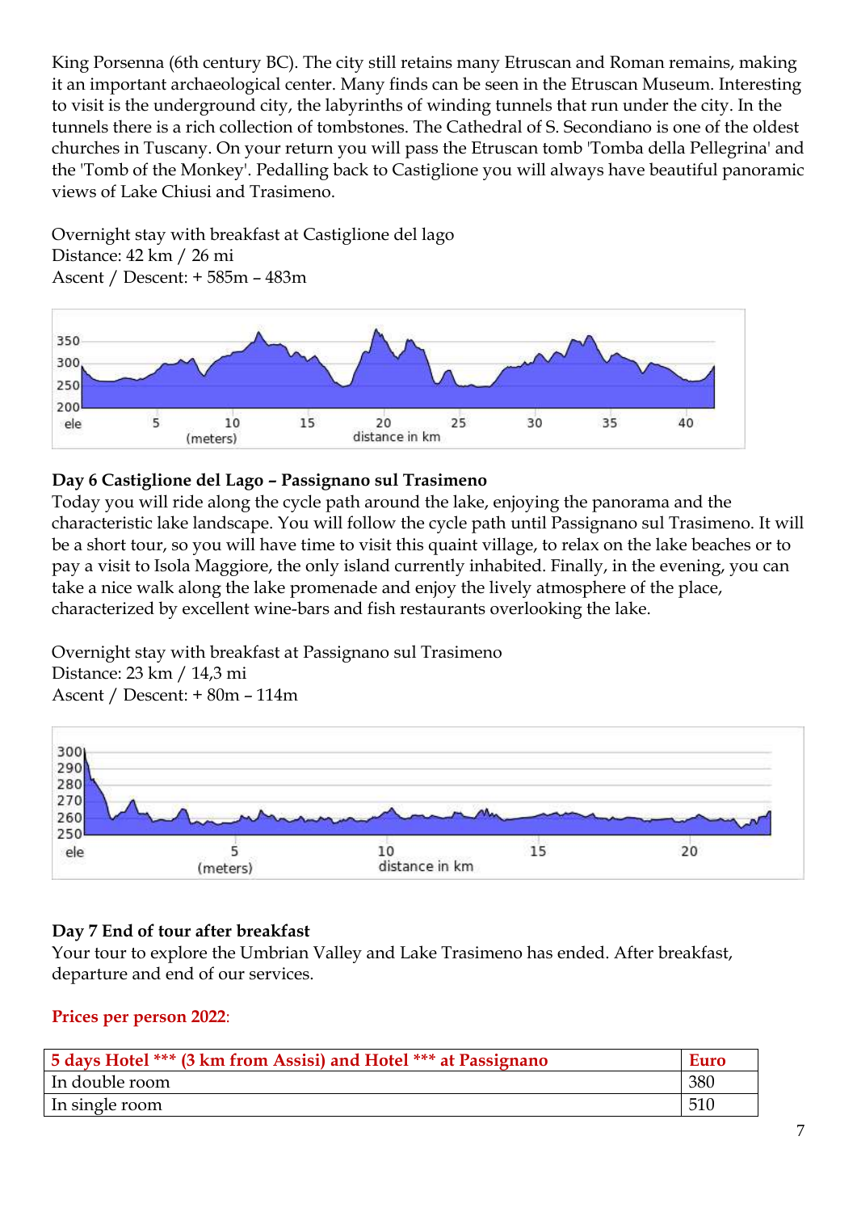King Porsenna (6th century BC). The city still retains many Etruscan and Roman remains, making it an important archaeological center. Many finds can be seen in the Etruscan Museum. Interesting to visit is the underground city, the labyrinths of winding tunnels that run under the city. In the tunnels there is a rich collection of tombstones. The Cathedral of S. Secondiano is one of the oldest churches in Tuscany. On your return you will pass the Etruscan tomb 'Tomba della Pellegrina' and the 'Tomb of the Monkey'. Pedalling back to Castiglione you will always have beautiful panoramic views of Lake Chiusi and Trasimeno.

Overnight stay with breakfast at Castiglione del lago
Distance: 42 km / 26 mi
Ascent / Descent: + 585m – 483m

**Day 6 Castiglione del Lago – Passignano sul Trasimeno**
Today you will ride along the cycle path around the lake, enjoying the panorama and the characteristic lake landscape. You will follow the cycle path until Passignano sul Trasimeno. It will be a short tour, so you will have time to visit this quaint village, to relax on the lake beaches or to pay a visit to Isola Maggiore, the only island currently inhabited. Finally, in the evening, you can take a nice walk along the lake promenade and enjoy the lively atmosphere of the place, characterized by excellent wine-bars and fish restaurants overlooking the lake.

Overnight stay with breakfast at Passignano sul Trasimeno
Distance: 23 km / 14,3 mi
Ascent / Descent: + 80m – 114m

**Day 7 End of tour after breakfast**
Your tour to explore the Umbrian Valley and Lake Trasimeno has ended. After breakfast, departure and end of our services.

**Prices per person 2022**:

| 5 days Hotel *** (3 km from Assisi) and Hotel *** at Passignano | Euro |
|---|---|
| In double room | 380 |
| In single room | 510 |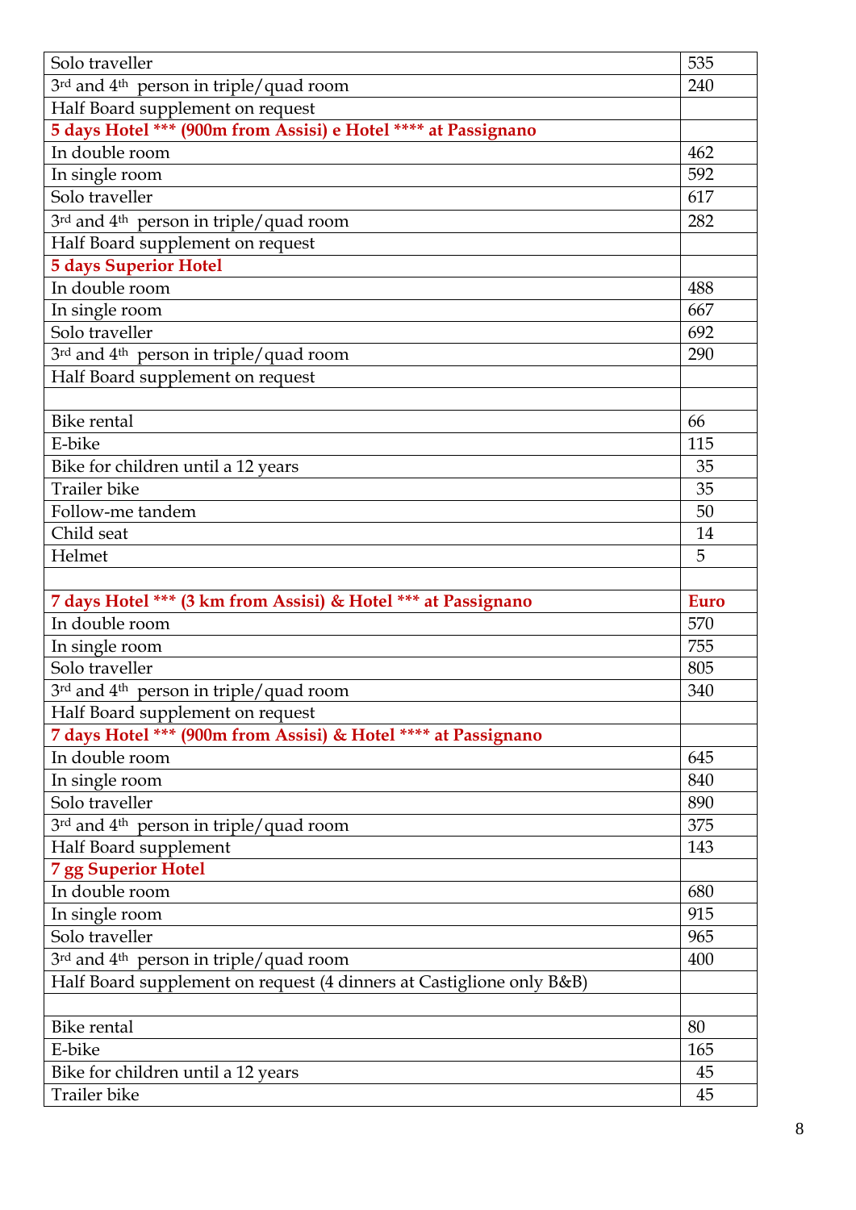| Solo traveller | 535 |
|---|---|
| 3rd and 4th person in triple/quad room | 240 |
| Half Board supplement on request | |
| **5 days Hotel *** (900m from Assisi) e Hotel **** at Passignano** | |
| In double room | 462 |
| In single room | 592 |
| Solo traveller | 617 |
| 3rd and 4th person in triple/quad room | 282 |
| Half Board supplement on request | |
| **5 days Superior Hotel** | |
| In double room | 488 |
| In single room | 667 |
| Solo traveller | 692 |
| 3rd and 4th person in triple/quad room | 290 |
| Half Board supplement on request | |
| | |
| Bike rental | 66 |
| E-bike | 115 |
| Bike for children until a 12 years | 35 |
| Trailer bike | 35 |
| Follow-me tandem | 50 |
| Child seat | 14 |
| Helmet | 5 |
| | |
| **7 days Hotel *** (3 km from Assisi) & Hotel *** at Passignano** | **Euro** |
| In double room | 570 |
| In single room | 755 |
| Solo traveller | 805 |
| 3rd and 4th person in triple/quad room | 340 |
| Half Board supplement on request | |
| **7 days Hotel *** (900m from Assisi) & Hotel **** at Passignano** | |
| In double room | 645 |
| In single room | 840 |
| Solo traveller | 890 |
| 3rd and 4th person in triple/quad room | 375 |
| Half Board supplement | 143 |
| **7 gg Superior Hotel** | |
| In double room | 680 |
| In single room | 915 |
| Solo traveller | 965 |
| 3rd and 4th person in triple/quad room | 400 |
| Half Board supplement on request (4 dinners at Castiglione only B&B) | |
| | |
| Bike rental | 80 |
| E-bike | 165 |
| Bike for children until a 12 years | 45 |
| Trailer bike | 45 |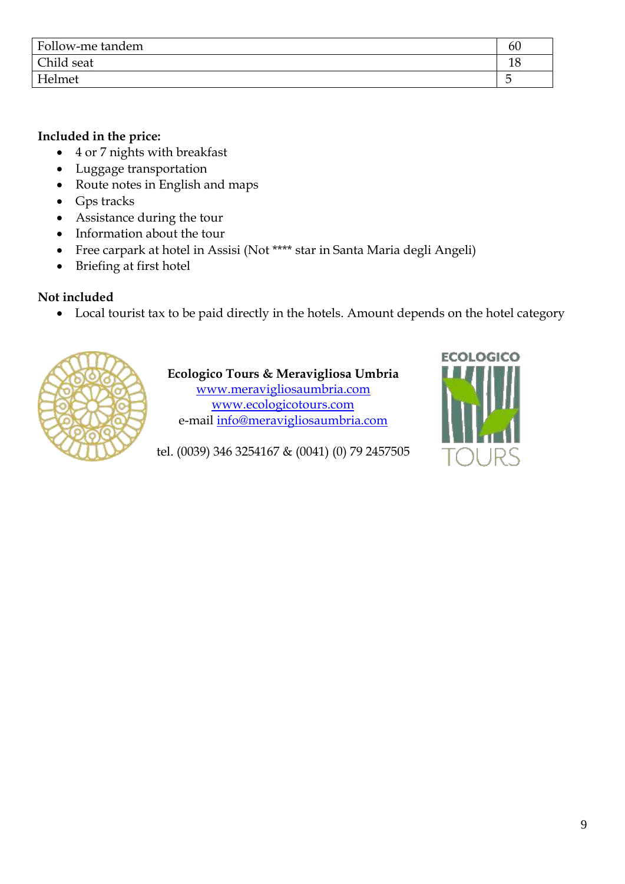| | |
|---|---|
| Follow-me tandem | 60 |
| Child seat | 18 |
| Helmet | 5 |

**Included in the price:**

- 4 or 7 nights with breakfast
- Luggage transportation
- Route notes in English and maps
- Gps tracks
- Assistance during the tour
- Information about the tour
- Free carpark at hotel in Assisi (Not **** star in Santa Maria degli Angeli)
- Briefing at first hotel

**Not included**

- Local tourist tax to be paid directly in the hotels. Amount depends on the hotel category

**Ecologico Tours & Meravigliosa Umbria**
www.meravigliosaumbria.com
www.ecologicotours.com
e-mail info@meravigliosaumbria.com

tel. (0039) 346 3254167 & (0041) (0) 79 2457505

ECOLOGICO TOURS